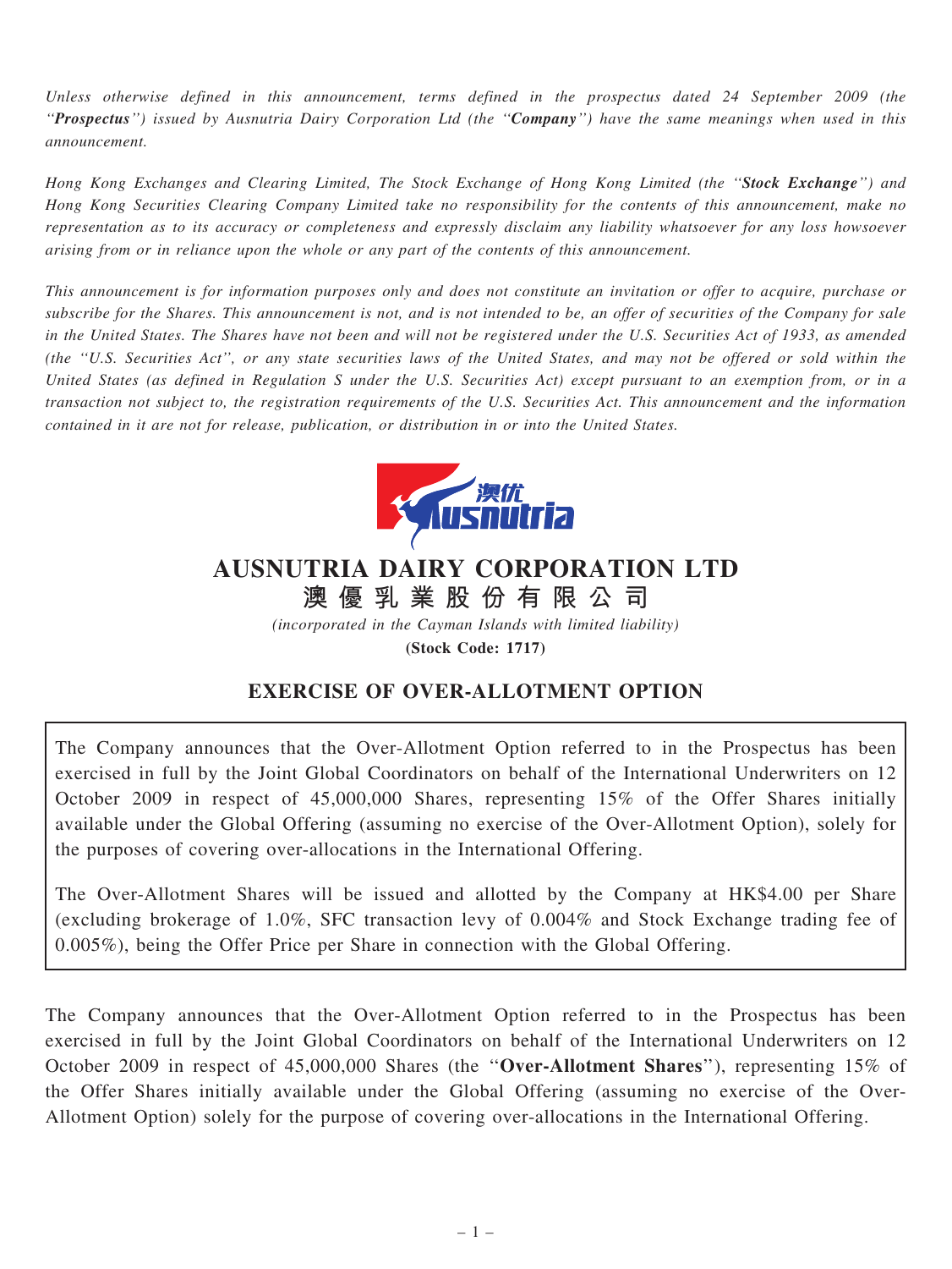*Unless otherwise defined in this announcement, terms defined in the prospectus dated 24 September 2009 (the "**Prospectus**") issued by Ausnutria Dairy Corporation Ltd (the "**Company**") have the same meanings when used in this announcement.*

*Hong Kong Exchanges and Clearing Limited, The Stock Exchange of Hong Kong Limited (the "**Stock Exchange**") and Hong Kong Securities Clearing Company Limited take no responsibility for the contents of this announcement, make no representation as to its accuracy or completeness and expressly disclaim any liability whatsoever for any loss howsoever arising from or in reliance upon the whole or any part of the contents of this announcement.*

*This announcement is for information purposes only and does not constitute an invitation or offer to acquire, purchase or subscribe for the Shares. This announcement is not, and is not intended to be, an offer of securities of the Company for sale in the United States. The Shares have not been and will not be registered under the U.S. Securities Act of 1933, as amended (the "U.S. Securities Act", or any state securities laws of the United States, and may not be offered or sold within the United States (as defined in Regulation S under the U.S. Securities Act) except pursuant to an exemption from, or in a transaction not subject to, the registration requirements of the U.S. Securities Act. This announcement and the information contained in it are not for release, publication, or distribution in or into the United States.*

# AUSNUTRIA DAIRY CORPORATION LTD
# 澳優乳業股份有限公司

*(incorporated in the Cayman Islands with limited liability)*

**(Stock Code: 1717)**

## EXERCISE OF OVER-ALLOTMENT OPTION

The Company announces that the Over-Allotment Option referred to in the Prospectus has been exercised in full by the Joint Global Coordinators on behalf of the International Underwriters on 12 October 2009 in respect of 45,000,000 Shares, representing 15% of the Offer Shares initially available under the Global Offering (assuming no exercise of the Over-Allotment Option), solely for the purposes of covering over-allocations in the International Offering.

The Over-Allotment Shares will be issued and allotted by the Company at HK$4.00 per Share (excluding brokerage of 1.0%, SFC transaction levy of 0.004% and Stock Exchange trading fee of 0.005%), being the Offer Price per Share in connection with the Global Offering.

The Company announces that the Over-Allotment Option referred to in the Prospectus has been exercised in full by the Joint Global Coordinators on behalf of the International Underwriters on 12 October 2009 in respect of 45,000,000 Shares (the "**Over-Allotment Shares**"), representing 15% of the Offer Shares initially available under the Global Offering (assuming no exercise of the Over-Allotment Option) solely for the purpose of covering over-allocations in the International Offering.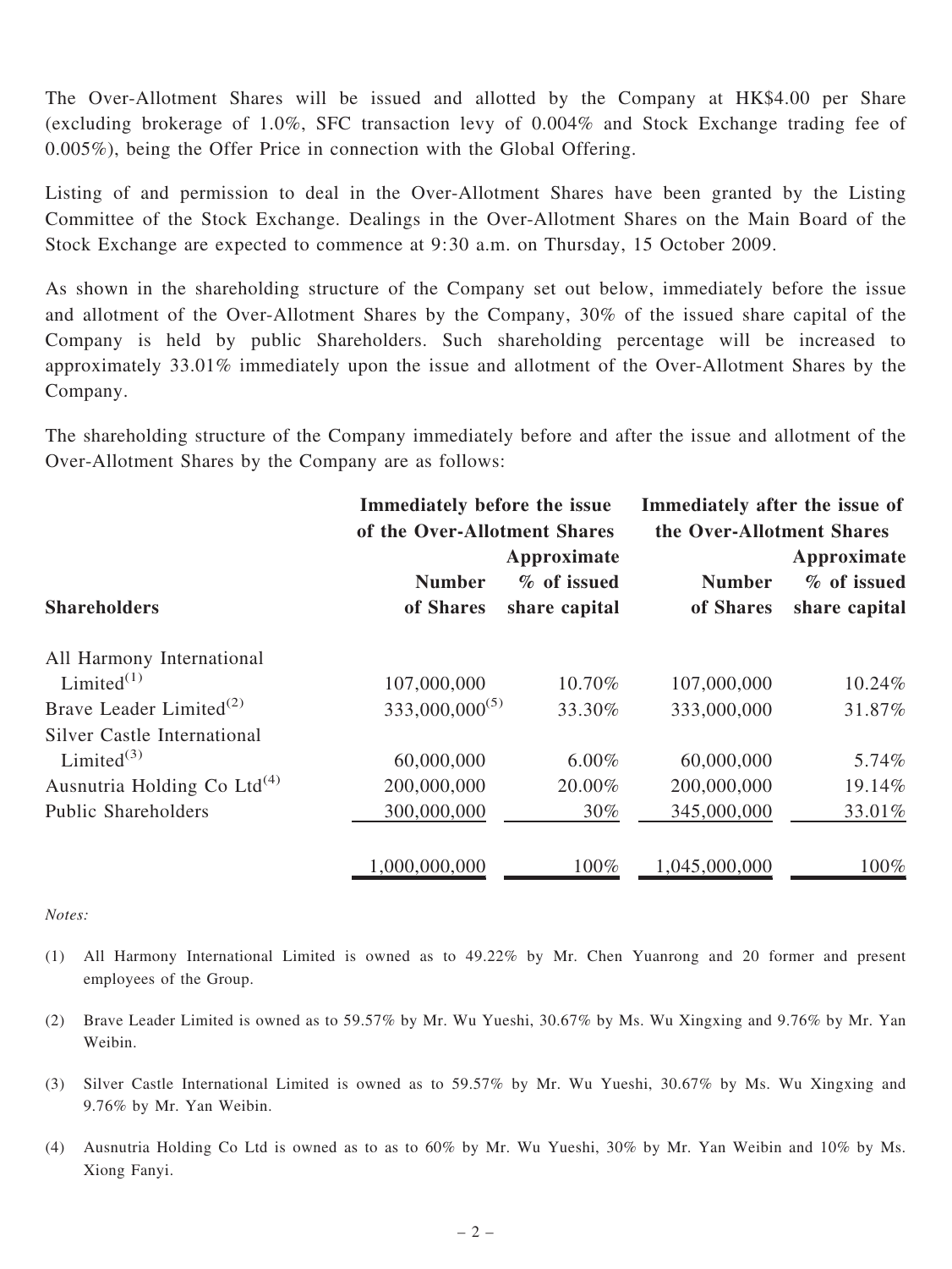The Over-Allotment Shares will be issued and allotted by the Company at HK$4.00 per Share (excluding brokerage of 1.0%, SFC transaction levy of 0.004% and Stock Exchange trading fee of 0.005%), being the Offer Price in connection with the Global Offering.

Listing of and permission to deal in the Over-Allotment Shares have been granted by the Listing Committee of the Stock Exchange. Dealings in the Over-Allotment Shares on the Main Board of the Stock Exchange are expected to commence at 9:30 a.m. on Thursday, 15 October 2009.

As shown in the shareholding structure of the Company set out below, immediately before the issue and allotment of the Over-Allotment Shares by the Company, 30% of the issued share capital of the Company is held by public Shareholders. Such shareholding percentage will be increased to approximately 33.01% immediately upon the issue and allotment of the Over-Allotment Shares by the Company.

The shareholding structure of the Company immediately before and after the issue and allotment of the Over-Allotment Shares by the Company are as follows:

| Shareholders | Immediately before the issue of the Over-Allotment Shares | | Immediately after the issue of the Over-Allotment Shares | |
|---|---|---|---|---|
| | Number of Shares | Approximate % of issued share capital | Number of Shares | Approximate % of issued share capital |
| All Harmony International Limited[(1)] | 107,000,000 | 10.70% | 107,000,000 | 10.24% |
| Brave Leader Limited[(2)] | 333,000,000[(5)] | 33.30% | 333,000,000 | 31.87% |
| Silver Castle International Limited[(3)] | 60,000,000 | 6.00% | 60,000,000 | 5.74% |
| Ausnutria Holding Co Ltd[(4)] | 200,000,000 | 20.00% | 200,000,000 | 19.14% |
| Public Shareholders | 300,000,000 | 30% | 345,000,000 | 33.01% |
| | 1,000,000,000 | 100% | 1,045,000,000 | 100% |

*Notes:*

(1) All Harmony International Limited is owned as to 49.22% by Mr. Chen Yuanrong and 20 former and present employees of the Group.

(2) Brave Leader Limited is owned as to 59.57% by Mr. Wu Yueshi, 30.67% by Ms. Wu Xingxing and 9.76% by Mr. Yan Weibin.

(3) Silver Castle International Limited is owned as to 59.57% by Mr. Wu Yueshi, 30.67% by Ms. Wu Xingxing and 9.76% by Mr. Yan Weibin.

(4) Ausnutria Holding Co Ltd is owned as to as to 60% by Mr. Wu Yueshi, 30% by Mr. Yan Weibin and 10% by Ms. Xiong Fanyi.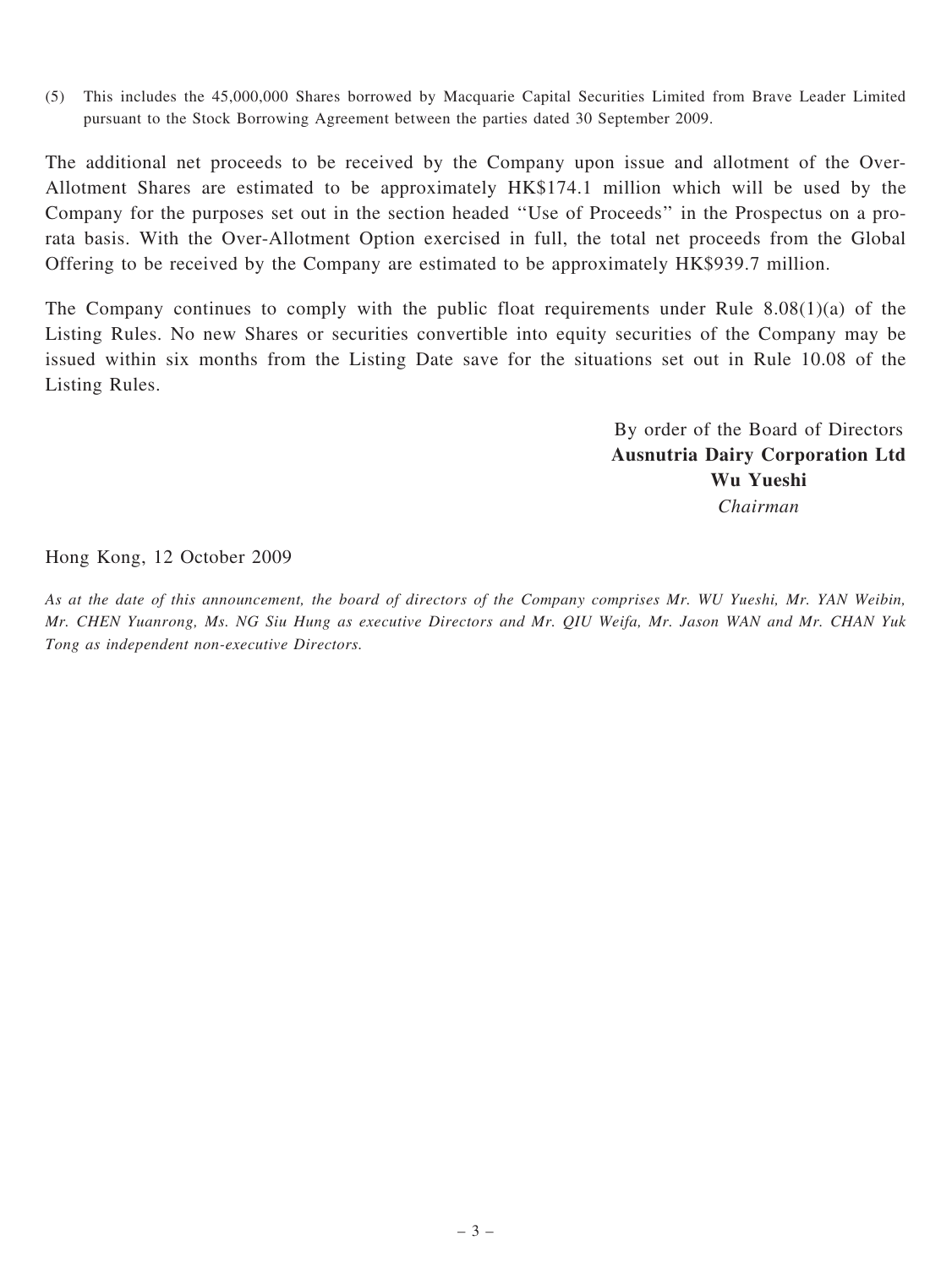(5) This includes the 45,000,000 Shares borrowed by Macquarie Capital Securities Limited from Brave Leader Limited pursuant to the Stock Borrowing Agreement between the parties dated 30 September 2009.

The additional net proceeds to be received by the Company upon issue and allotment of the Over-Allotment Shares are estimated to be approximately HK$174.1 million which will be used by the Company for the purposes set out in the section headed ''Use of Proceeds'' in the Prospectus on a pro-rata basis. With the Over-Allotment Option exercised in full, the total net proceeds from the Global Offering to be received by the Company are estimated to be approximately HK$939.7 million.

The Company continues to comply with the public float requirements under Rule 8.08(1)(a) of the Listing Rules. No new Shares or securities convertible into equity securities of the Company may be issued within six months from the Listing Date save for the situations set out in Rule 10.08 of the Listing Rules.

By order of the Board of Directors
**Ausnutria Dairy Corporation Ltd**
**Wu Yueshi**
*Chairman*

Hong Kong, 12 October 2009

*As at the date of this announcement, the board of directors of the Company comprises Mr. WU Yueshi, Mr. YAN Weibin, Mr. CHEN Yuanrong, Ms. NG Siu Hung as executive Directors and Mr. QIU Weifa, Mr. Jason WAN and Mr. CHAN Yuk Tong as independent non-executive Directors.*